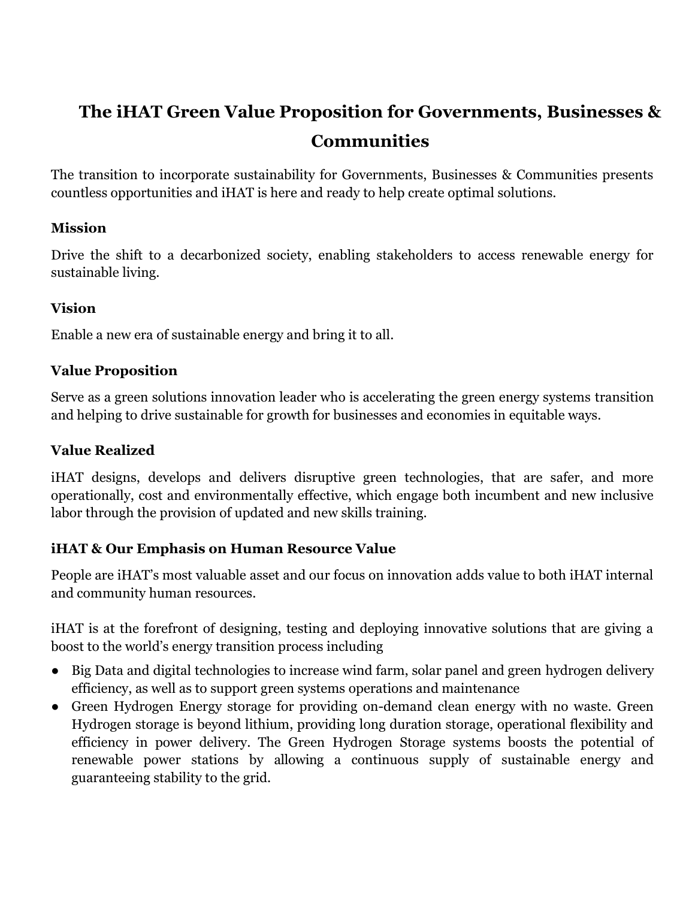# The iHAT Green Value Proposition for Governments, Businesses & Communities

The transition to incorporate sustainability for Governments, Businesses & Communities presents countless opportunities and iHAT is here and ready to help create optimal solutions.

### Mission

Drive the shift to a decarbonized society, enabling stakeholders to access renewable energy for sustainable living.

### Vision

Enable a new era of sustainable energy and bring it to all.

### Value Proposition

Serve as a green solutions innovation leader who is accelerating the green energy systems transition and helping to drive sustainable for growth for businesses and economies in equitable ways.

### Value Realized

iHAT designs, develops and delivers disruptive green technologies, that are safer, and more operationally, cost and environmentally effective, which engage both incumbent and new inclusive labor through the provision of updated and new skills training.

### iHAT & Our Emphasis on Human Resource Value

People are iHAT's most valuable asset and our focus on innovation adds value to both iHAT internal and community human resources.

iHAT is at the forefront of designing, testing and deploying innovative solutions that are giving a boost to the world's energy transition process including

- Big Data and digital technologies to increase wind farm, solar panel and green hydrogen delivery efficiency, as well as to support green systems operations and maintenance
- Green Hydrogen Energy storage for providing on-demand clean energy with no waste. Green Hydrogen storage is beyond lithium, providing long duration storage, operational flexibility and efficiency in power delivery. The Green Hydrogen Storage systems boosts the potential of renewable power stations by allowing a continuous supply of sustainable energy and guaranteeing stability to the grid.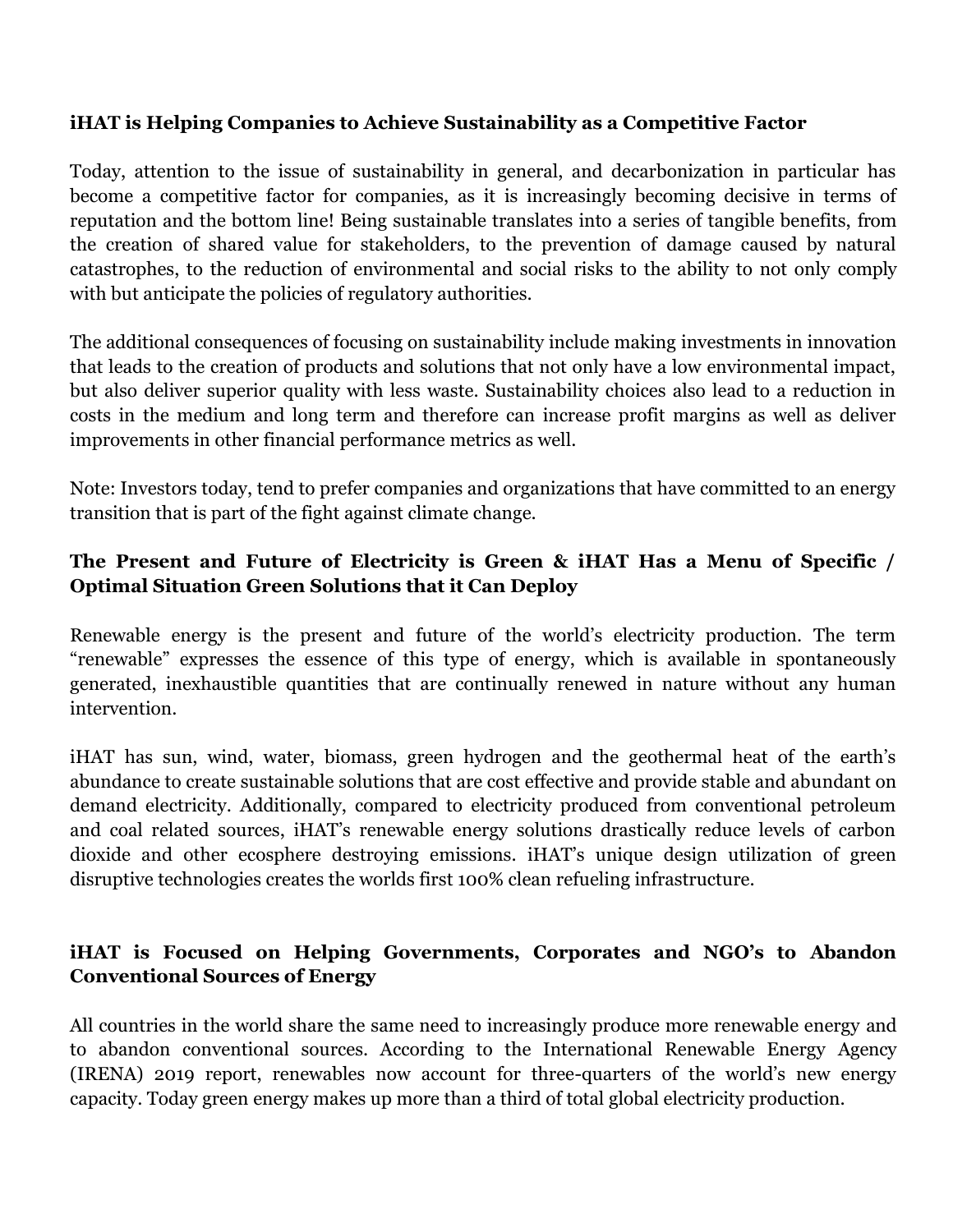## iHAT is Helping Companies to Achieve Sustainability as a Competitive Factor

Today, attention to the issue of sustainability in general, and decarbonization in particular has become a competitive factor for companies, as it is increasingly becoming decisive in terms of reputation and the bottom line! Being sustainable translates into a series of tangible benefits, from the creation of shared value for stakeholders, to the prevention of damage caused by natural catastrophes, to the reduction of environmental and social risks to the ability to not only comply with but anticipate the policies of regulatory authorities.

The additional consequences of focusing on sustainability include making investments in innovation that leads to the creation of products and solutions that not only have a low environmental impact, but also deliver superior quality with less waste. Sustainability choices also lead to a reduction in costs in the medium and long term and therefore can increase profit margins as well as deliver improvements in other financial performance metrics as well.

Note: Investors today, tend to prefer companies and organizations that have committed to an energy transition that is part of the fight against climate change.

## The Present and Future of Electricity is Green & iHAT Has a Menu of Specific / Optimal Situation Green Solutions that it Can Deploy

Renewable energy is the present and future of the world's electricity production. The term "renewable" expresses the essence of this type of energy, which is available in spontaneously generated, inexhaustible quantities that are continually renewed in nature without any human intervention.

iHAT has sun, wind, water, biomass, green hydrogen and the geothermal heat of the earth's abundance to create sustainable solutions that are cost effective and provide stable and abundant on demand electricity. Additionally, compared to electricity produced from conventional petroleum and coal related sources, iHAT's renewable energy solutions drastically reduce levels of carbon dioxide and other ecosphere destroying emissions. iHAT's unique design utilization of green disruptive technologies creates the worlds first 100% clean refueling infrastructure.

## iHAT is Focused on Helping Governments, Corporates and NGO's to Abandon Conventional Sources of Energy

All countries in the world share the same need to increasingly produce more renewable energy and to abandon conventional sources. According to the International Renewable Energy Agency (IRENA) 2019 report, renewables now account for three-quarters of the world's new energy capacity. Today green energy makes up more than a third of total global electricity production.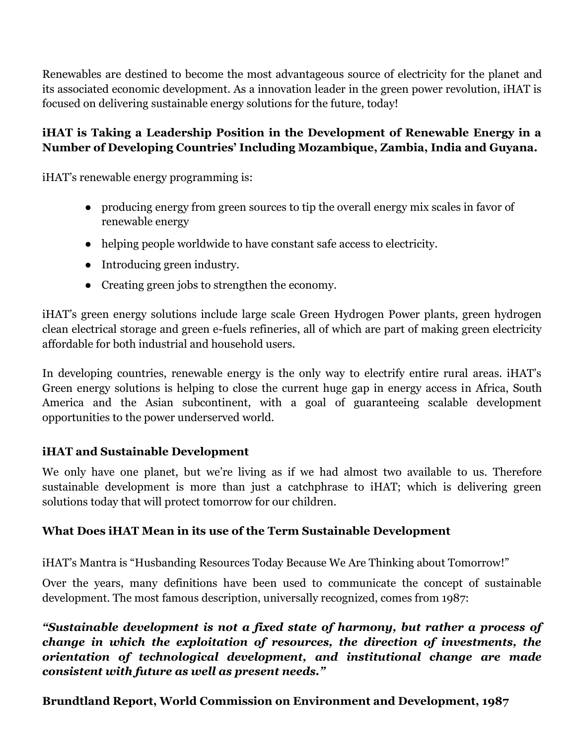Renewables are destined to become the most advantageous source of electricity for the planet and its associated economic development. As a innovation leader in the green power revolution, iHAT is focused on delivering sustainable energy solutions for the future, today!

**iHAT is Taking a Leadership Position in the Development of Renewable Energy in a Number of Developing Countries' Including Mozambique, Zambia, India and Guyana.**

iHAT's renewable energy programming is:

- producing energy from green sources to tip the overall energy mix scales in favor of renewable energy
- helping people worldwide to have constant safe access to electricity.
- Introducing green industry.
- Creating green jobs to strengthen the economy.

iHAT's green energy solutions include large scale Green Hydrogen Power plants, green hydrogen clean electrical storage and green e-fuels refineries, all of which are part of making green electricity affordable for both industrial and household users.

In developing countries, renewable energy is the only way to electrify entire rural areas. iHAT's Green energy solutions is helping to close the current huge gap in energy access in Africa, South America and the Asian subcontinent, with a goal of guaranteeing scalable development opportunities to the power underserved world.

**iHAT and Sustainable Development**

We only have one planet, but we're living as if we had almost two available to us. Therefore sustainable development is more than just a catchphrase to iHAT; which is delivering green solutions today that will protect tomorrow for our children.

**What Does iHAT Mean in its use of the Term Sustainable Development**

iHAT's Mantra is "Husbanding Resources Today Because We Are Thinking about Tomorrow!"

Over the years, many definitions have been used to communicate the concept of sustainable development. The most famous description, universally recognized, comes from 1987:

***"Sustainable development is not a fixed state of harmony, but rather a process of change in which the exploitation of resources, the direction of investments, the orientation of technological development, and institutional change are made consistent with future as well as present needs."***

**Brundtland Report, World Commission on Environment and Development, 1987**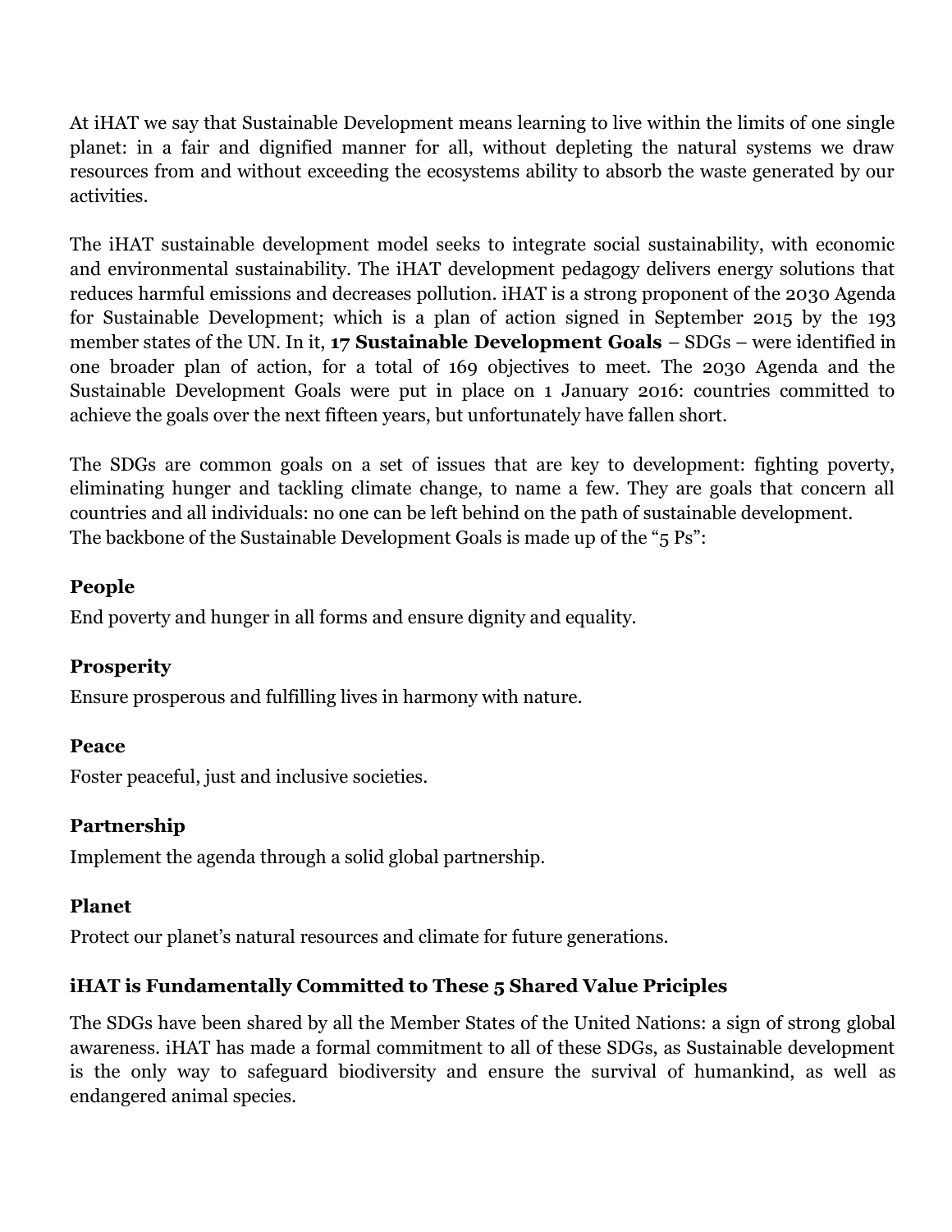At iHAT we say that Sustainable Development means learning to live within the limits of one single planet: in a fair and dignified manner for all, without depleting the natural systems we draw resources from and without exceeding the ecosystems ability to absorb the waste generated by our activities.

The iHAT sustainable development model seeks to integrate social sustainability, with economic and environmental sustainability. The iHAT development pedagogy delivers energy solutions that reduces harmful emissions and decreases pollution. iHAT is a strong proponent of the 2030 Agenda for Sustainable Development; which is a plan of action signed in September 2015 by the 193 member states of the UN. In it, **17 Sustainable Development Goals** – SDGs – were identified in one broader plan of action, for a total of 169 objectives to meet. The 2030 Agenda and the Sustainable Development Goals were put in place on 1 January 2016: countries committed to achieve the goals over the next fifteen years, but unfortunately have fallen short.

The SDGs are common goals on a set of issues that are key to development: fighting poverty, eliminating hunger and tackling climate change, to name a few. They are goals that concern all countries and all individuals: no one can be left behind on the path of sustainable development. The backbone of the Sustainable Development Goals is made up of the "5 Ps":

### People

End poverty and hunger in all forms and ensure dignity and equality.

### Prosperity

Ensure prosperous and fulfilling lives in harmony with nature.

### Peace

Foster peaceful, just and inclusive societies.

### Partnership

Implement the agenda through a solid global partnership.

### Planet

Protect our planet's natural resources and climate for future generations.

### iHAT is Fundamentally Committed to These 5 Shared Value Priciples

The SDGs have been shared by all the Member States of the United Nations: a sign of strong global awareness. iHAT has made a formal commitment to all of these SDGs, as Sustainable development is the only way to safeguard biodiversity and ensure the survival of humankind, as well as endangered animal species.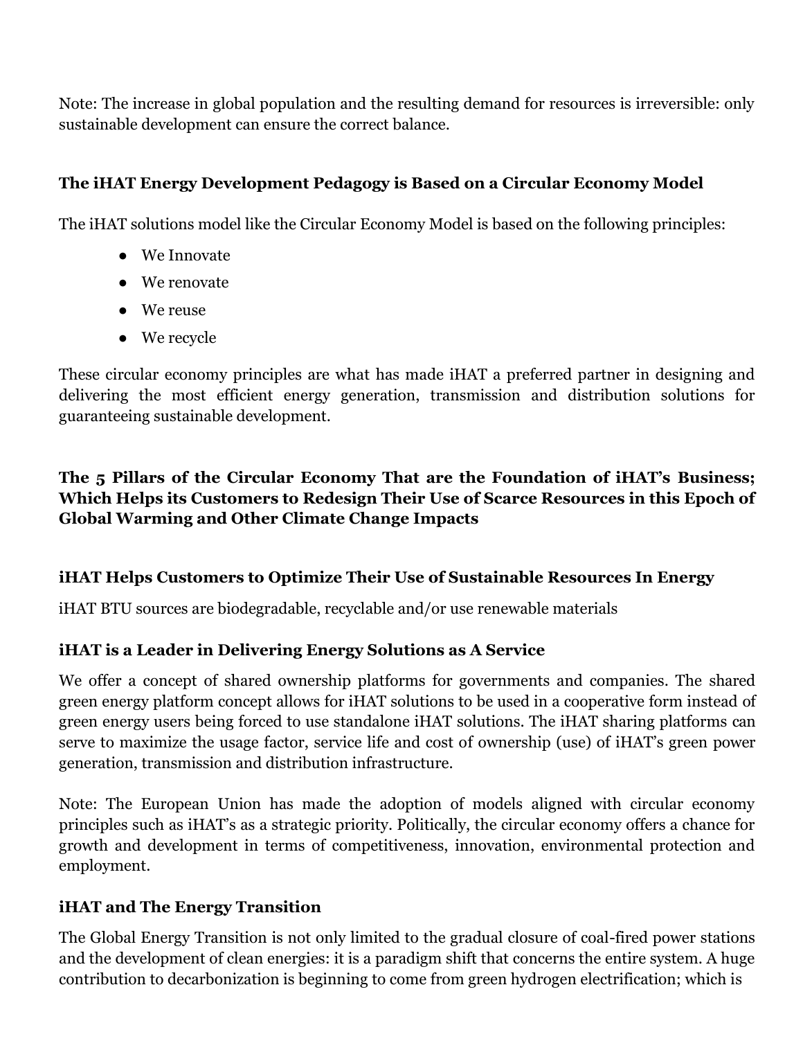Note: The increase in global population and the resulting demand for resources is irreversible: only sustainable development can ensure the correct balance.

### The iHAT Energy Development Pedagogy is Based on a Circular Economy Model

The iHAT solutions model like the Circular Economy Model is based on the following principles:

- We Innovate
- We renovate
- We reuse
- We recycle

These circular economy principles are what has made iHAT a preferred partner in designing and delivering the most efficient energy generation, transmission and distribution solutions for guaranteeing sustainable development.

### The 5 Pillars of the Circular Economy That are the Foundation of iHAT's Business; Which Helps its Customers to Redesign Their Use of Scarce Resources in this Epoch of Global Warming and Other Climate Change Impacts

### iHAT Helps Customers to Optimize Their Use of Sustainable Resources In Energy

iHAT BTU sources are biodegradable, recyclable and/or use renewable materials

### iHAT is a Leader in Delivering Energy Solutions as A Service

We offer a concept of shared ownership platforms for governments and companies. The shared green energy platform concept allows for iHAT solutions to be used in a cooperative form instead of green energy users being forced to use standalone iHAT solutions. The iHAT sharing platforms can serve to maximize the usage factor, service life and cost of ownership (use) of iHAT's green power generation, transmission and distribution infrastructure.

Note: The European Union has made the adoption of models aligned with circular economy principles such as iHAT's as a strategic priority. Politically, the circular economy offers a chance for growth and development in terms of competitiveness, innovation, environmental protection and employment.

### iHAT and The Energy Transition

The Global Energy Transition is not only limited to the gradual closure of coal-fired power stations and the development of clean energies: it is a paradigm shift that concerns the entire system. A huge contribution to decarbonization is beginning to come from green hydrogen electrification; which is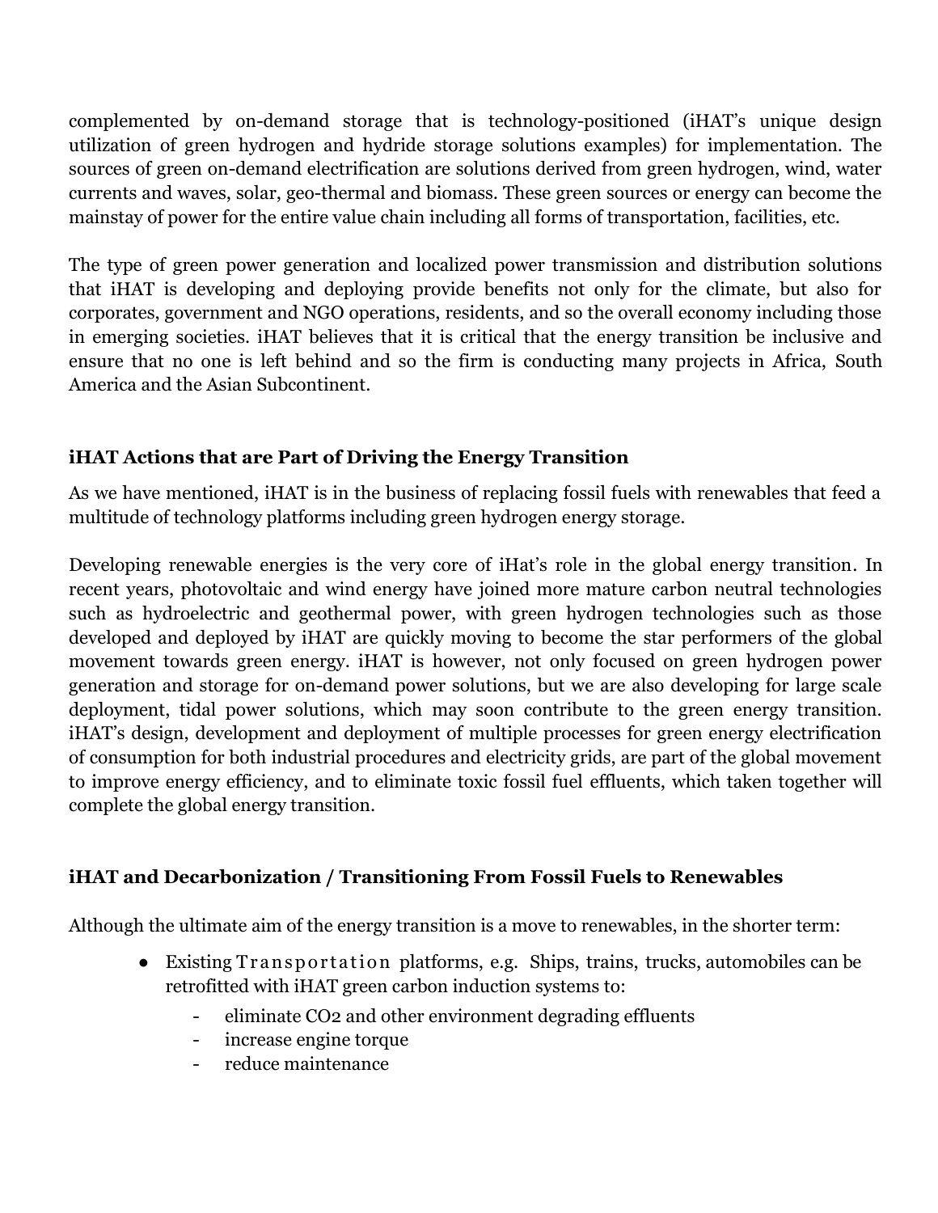complemented by on-demand storage that is technology-positioned (iHAT's unique design utilization of green hydrogen and hydride storage solutions examples) for implementation. The sources of green on-demand electrification are solutions derived from green hydrogen, wind, water currents and waves, solar, geo-thermal and biomass. These green sources or energy can become the mainstay of power for the entire value chain including all forms of transportation, facilities, etc.

The type of green power generation and localized power transmission and distribution solutions that iHAT is developing and deploying provide benefits not only for the climate, but also for corporates, government and NGO operations, residents, and so the overall economy including those in emerging societies. iHAT believes that it is critical that the energy transition be inclusive and ensure that no one is left behind and so the firm is conducting many projects in Africa, South America and the Asian Subcontinent.

### iHAT Actions that are Part of Driving the Energy Transition

As we have mentioned, iHAT is in the business of replacing fossil fuels with renewables that feed a multitude of technology platforms including green hydrogen energy storage.

Developing renewable energies is the very core of iHat's role in the global energy transition. In recent years, photovoltaic and wind energy have joined more mature carbon neutral technologies such as hydroelectric and geothermal power, with green hydrogen technologies such as those developed and deployed by iHAT are quickly moving to become the star performers of the global movement towards green energy. iHAT is however, not only focused on green hydrogen power generation and storage for on-demand power solutions, but we are also developing for large scale deployment, tidal power solutions, which may soon contribute to the green energy transition. iHAT's design, development and deployment of multiple processes for green energy electrification of consumption for both industrial procedures and electricity grids, are part of the global movement to improve energy efficiency, and to eliminate toxic fossil fuel effluents, which taken together will complete the global energy transition.

### iHAT and Decarbonization / Transitioning From Fossil Fuels to Renewables

Although the ultimate aim of the energy transition is a move to renewables, in the shorter term:

- Existing Transportation platforms, e.g. Ships, trains, trucks, automobiles can be retrofitted with iHAT green carbon induction systems to:
  - eliminate $CO_2$ and other environment degrading effluents
  - increase engine torque
  - reduce maintenance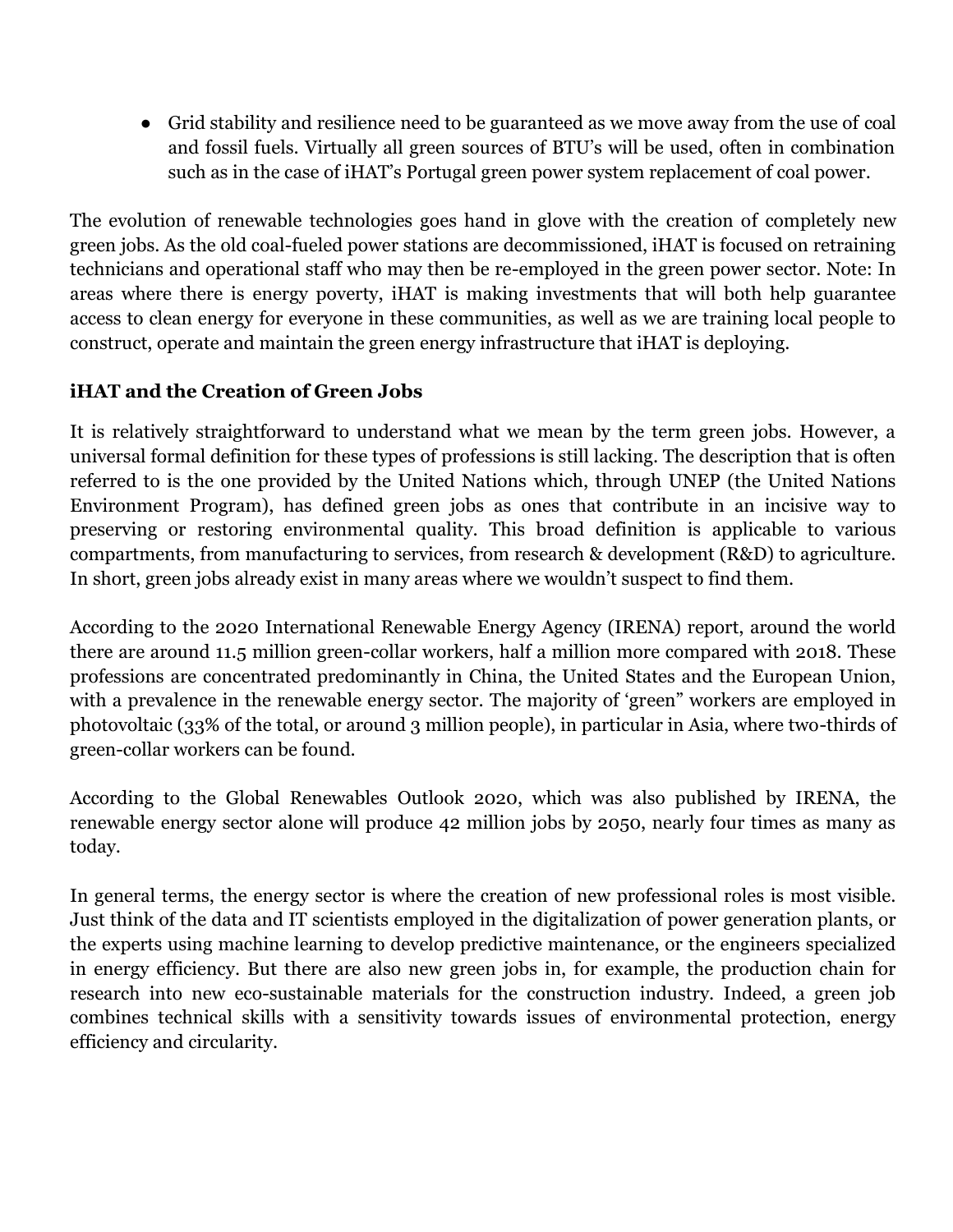- Grid stability and resilience need to be guaranteed as we move away from the use of coal and fossil fuels. Virtually all green sources of BTU's will be used, often in combination such as in the case of iHAT's Portugal green power system replacement of coal power.

The evolution of renewable technologies goes hand in glove with the creation of completely new green jobs. As the old coal-fueled power stations are decommissioned, iHAT is focused on retraining technicians and operational staff who may then be re-employed in the green power sector. Note: In areas where there is energy poverty, iHAT is making investments that will both help guarantee access to clean energy for everyone in these communities, as well as we are training local people to construct, operate and maintain the green energy infrastructure that iHAT is deploying.

### iHAT and the Creation of Green Jobs

It is relatively straightforward to understand what we mean by the term green jobs. However, a universal formal definition for these types of professions is still lacking. The description that is often referred to is the one provided by the United Nations which, through UNEP (the United Nations Environment Program), has defined green jobs as ones that contribute in an incisive way to preserving or restoring environmental quality. This broad definition is applicable to various compartments, from manufacturing to services, from research & development (R&D) to agriculture. In short, green jobs already exist in many areas where we wouldn't suspect to find them.

According to the 2020 International Renewable Energy Agency (IRENA) report, around the world there are around 11.5 million green-collar workers, half a million more compared with 2018. These professions are concentrated predominantly in China, the United States and the European Union, with a prevalence in the renewable energy sector. The majority of 'green" workers are employed in photovoltaic (33% of the total, or around 3 million people), in particular in Asia, where two-thirds of green-collar workers can be found.

According to the Global Renewables Outlook 2020, which was also published by IRENA, the renewable energy sector alone will produce 42 million jobs by 2050, nearly four times as many as today.

In general terms, the energy sector is where the creation of new professional roles is most visible. Just think of the data and IT scientists employed in the digitalization of power generation plants, or the experts using machine learning to develop predictive maintenance, or the engineers specialized in energy efficiency. But there are also new green jobs in, for example, the production chain for research into new eco-sustainable materials for the construction industry. Indeed, a green job combines technical skills with a sensitivity towards issues of environmental protection, energy efficiency and circularity.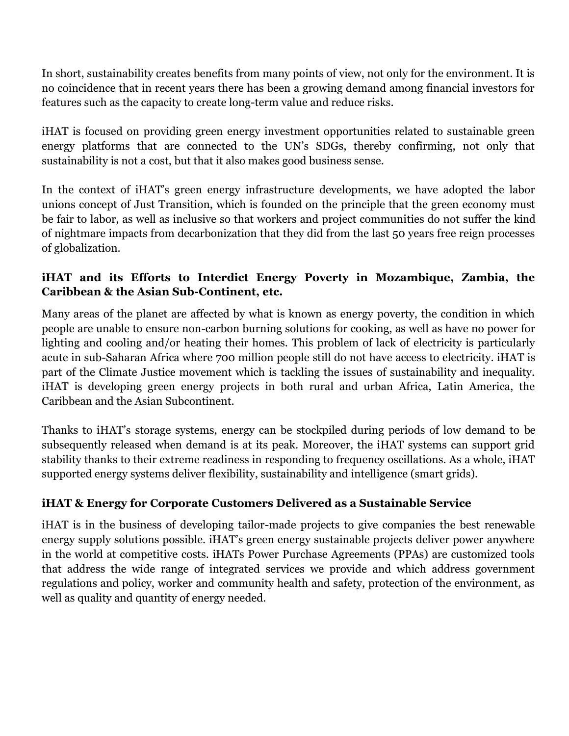In short, sustainability creates benefits from many points of view, not only for the environment. It is no coincidence that in recent years there has been a growing demand among financial investors for features such as the capacity to create long-term value and reduce risks.

iHAT is focused on providing green energy investment opportunities related to sustainable green energy platforms that are connected to the UN's SDGs, thereby confirming, not only that sustainability is not a cost, but that it also makes good business sense.

In the context of iHAT's green energy infrastructure developments, we have adopted the labor unions concept of Just Transition, which is founded on the principle that the green economy must be fair to labor, as well as inclusive so that workers and project communities do not suffer the kind of nightmare impacts from decarbonization that they did from the last 50 years free reign processes of globalization.

### iHAT and its Efforts to Interdict Energy Poverty in Mozambique, Zambia, the Caribbean & the Asian Sub-Continent, etc.

Many areas of the planet are affected by what is known as energy poverty, the condition in which people are unable to ensure non-carbon burning solutions for cooking, as well as have no power for lighting and cooling and/or heating their homes. This problem of lack of electricity is particularly acute in sub-Saharan Africa where 700 million people still do not have access to electricity. iHAT is part of the Climate Justice movement which is tackling the issues of sustainability and inequality. iHAT is developing green energy projects in both rural and urban Africa, Latin America, the Caribbean and the Asian Subcontinent.

Thanks to iHAT's storage systems, energy can be stockpiled during periods of low demand to be subsequently released when demand is at its peak. Moreover, the iHAT systems can support grid stability thanks to their extreme readiness in responding to frequency oscillations. As a whole, iHAT supported energy systems deliver flexibility, sustainability and intelligence (smart grids).

### iHAT & Energy for Corporate Customers Delivered as a Sustainable Service

iHAT is in the business of developing tailor-made projects to give companies the best renewable energy supply solutions possible. iHAT's green energy sustainable projects deliver power anywhere in the world at competitive costs. iHATs Power Purchase Agreements (PPAs) are customized tools that address the wide range of integrated services we provide and which address government regulations and policy, worker and community health and safety, protection of the environment, as well as quality and quantity of energy needed.